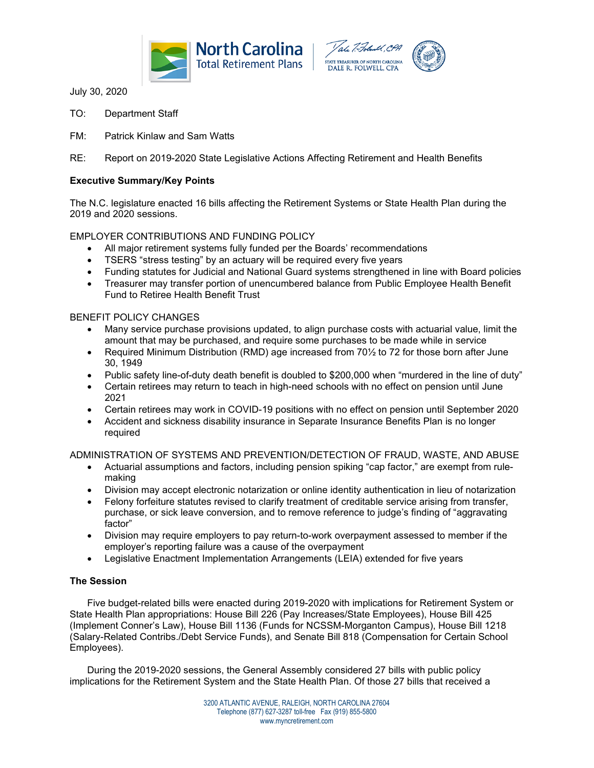July 30, 2020

TO: Department Staff

FM: Patrick Kinlaw and Sam Watts

RE: Report on 2019-2020 State Legislative Actions Affecting Retirement and Health Benefits

**Executive Summary/Key Points**

The N.C. legislature enacted 16 bills affecting the Retirement Systems or State Health Plan during the 2019 and 2020 sessions.

EMPLOYER CONTRIBUTIONS AND FUNDING POLICY

- All major retirement systems fully funded per the Boards' recommendations
- TSERS "stress testing" by an actuary will be required every five years
- Funding statutes for Judicial and National Guard systems strengthened in line with Board policies
- Treasurer may transfer portion of unencumbered balance from Public Employee Health Benefit Fund to Retiree Health Benefit Trust

BENEFIT POLICY CHANGES

- Many service purchase provisions updated, to align purchase costs with actuarial value, limit the amount that may be purchased, and require some purchases to be made while in service
- Required Minimum Distribution (RMD) age increased from 70½ to 72 for those born after June 30, 1949
- Public safety line-of-duty death benefit is doubled to $200,000 when "murdered in the line of duty"
- Certain retirees may return to teach in high-need schools with no effect on pension until June 2021
- Certain retirees may work in COVID-19 positions with no effect on pension until September 2020
- Accident and sickness disability insurance in Separate Insurance Benefits Plan is no longer required

ADMINISTRATION OF SYSTEMS AND PREVENTION/DETECTION OF FRAUD, WASTE, AND ABUSE

- Actuarial assumptions and factors, including pension spiking "cap factor," are exempt from rule-making
- Division may accept electronic notarization or online identity authentication in lieu of notarization
- Felony forfeiture statutes revised to clarify treatment of creditable service arising from transfer, purchase, or sick leave conversion, and to remove reference to judge's finding of "aggravating factor"
- Division may require employers to pay return-to-work overpayment assessed to member if the employer's reporting failure was a cause of the overpayment
- Legislative Enactment Implementation Arrangements (LEIA) extended for five years

**The Session**

Five budget-related bills were enacted during 2019-2020 with implications for Retirement System or State Health Plan appropriations: House Bill 226 (Pay Increases/State Employees), House Bill 425 (Implement Conner's Law), House Bill 1136 (Funds for NCSSM-Morganton Campus), House Bill 1218 (Salary-Related Contribs./Debt Service Funds), and Senate Bill 818 (Compensation for Certain School Employees).

During the 2019-2020 sessions, the General Assembly considered 27 bills with public policy implications for the Retirement System and the State Health Plan. Of those 27 bills that received a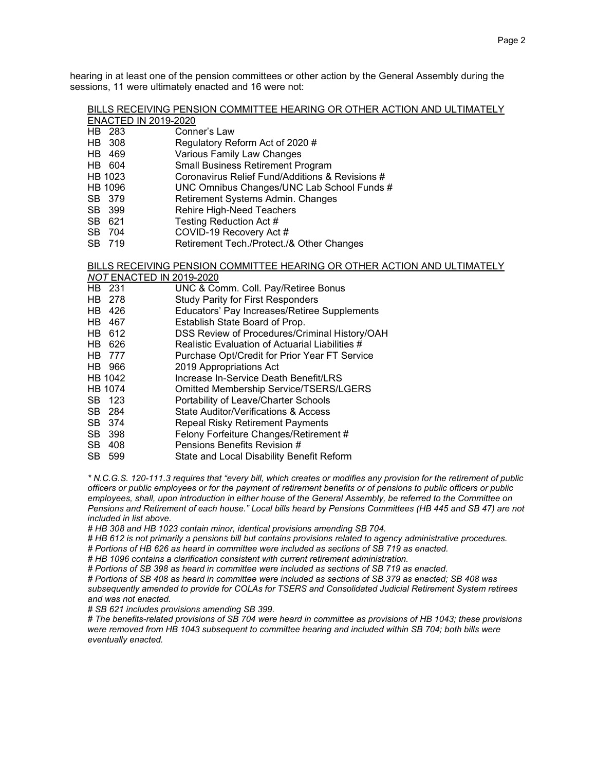hearing in at least one of the pension committees or other action by the General Assembly during the sessions, 11 were ultimately enacted and 16 were not:

BILLS RECEIVING PENSION COMMITTEE HEARING OR OTHER ACTION AND ULTIMATELY ENACTED IN 2019-2020

| | |
|---|---|
| HB 283 | Conner's Law |
| HB 308 | Regulatory Reform Act of 2020 # |
| HB 469 | Various Family Law Changes |
| HB 604 | Small Business Retirement Program |
| HB 1023 | Coronavirus Relief Fund/Additions & Revisions # |
| HB 1096 | UNC Omnibus Changes/UNC Lab School Funds # |
| SB 379 | Retirement Systems Admin. Changes |
| SB 399 | Rehire High-Need Teachers |
| SB 621 | Testing Reduction Act # |
| SB 704 | COVID-19 Recovery Act # |
| SB 719 | Retirement Tech./Protect./& Other Changes |

BILLS RECEIVING PENSION COMMITTEE HEARING OR OTHER ACTION AND ULTIMATELY *NOT* ENACTED IN 2019-2020

| | |
|---|---|
| HB 231 | UNC & Comm. Coll. Pay/Retiree Bonus |
| HB 278 | Study Parity for First Responders |
| HB 426 | Educators' Pay Increases/Retiree Supplements |
| HB 467 | Establish State Board of Prop. |
| HB 612 | DSS Review of Procedures/Criminal History/OAH |
| HB 626 | Realistic Evaluation of Actuarial Liabilities # |
| HB 777 | Purchase Opt/Credit for Prior Year FT Service |
| HB 966 | 2019 Appropriations Act |
| HB 1042 | Increase In-Service Death Benefit/LRS |
| HB 1074 | Omitted Membership Service/TSERS/LGERS |
| SB 123 | Portability of Leave/Charter Schools |
| SB 284 | State Auditor/Verifications & Access |
| SB 374 | Repeal Risky Retirement Payments |
| SB 398 | Felony Forfeiture Changes/Retirement # |
| SB 408 | Pensions Benefits Revision # |
| SB 599 | State and Local Disability Benefit Reform |

*\* N.C.G.S. 120-111.3 requires that "every bill, which creates or modifies any provision for the retirement of public officers or public employees or for the payment of retirement benefits or of pensions to public officers or public employees, shall, upon introduction in either house of the General Assembly, be referred to the Committee on Pensions and Retirement of each house." Local bills heard by Pensions Committees (HB 445 and SB 47) are not included in list above.*

*# HB 308 and HB 1023 contain minor, identical provisions amending SB 704.*

*# HB 612 is not primarily a pensions bill but contains provisions related to agency administrative procedures.*

*# Portions of HB 626 as heard in committee were included as sections of SB 719 as enacted.*

*# HB 1096 contains a clarification consistent with current retirement administration.*

*# Portions of SB 398 as heard in committee were included as sections of SB 719 as enacted.*

*# Portions of SB 408 as heard in committee were included as sections of SB 379 as enacted; SB 408 was subsequently amended to provide for COLAs for TSERS and Consolidated Judicial Retirement System retirees and was not enacted.*

*# SB 621 includes provisions amending SB 399.*

*# The benefits-related provisions of SB 704 were heard in committee as provisions of HB 1043; these provisions were removed from HB 1043 subsequent to committee hearing and included within SB 704; both bills were eventually enacted.*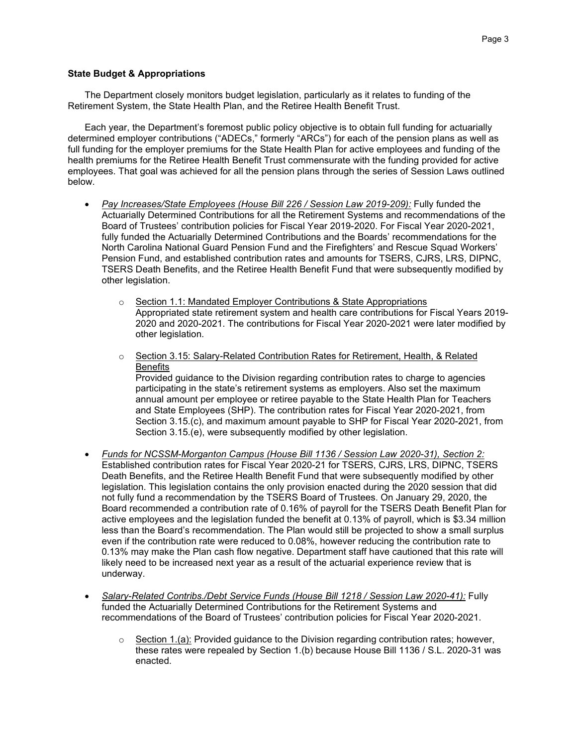**State Budget & Appropriations**

The Department closely monitors budget legislation, particularly as it relates to funding of the Retirement System, the State Health Plan, and the Retiree Health Benefit Trust.

Each year, the Department's foremost public policy objective is to obtain full funding for actuarially determined employer contributions ("ADECs," formerly "ARCs") for each of the pension plans as well as full funding for the employer premiums for the State Health Plan for active employees and funding of the health premiums for the Retiree Health Benefit Trust commensurate with the funding provided for active employees. That goal was achieved for all the pension plans through the series of Session Laws outlined below.

- *Pay Increases/State Employees (House Bill 226 / Session Law 2019-209):* Fully funded the Actuarially Determined Contributions for all the Retirement Systems and recommendations of the Board of Trustees' contribution policies for Fiscal Year 2019-2020. For Fiscal Year 2020-2021, fully funded the Actuarially Determined Contributions and the Boards' recommendations for the North Carolina National Guard Pension Fund and the Firefighters' and Rescue Squad Workers' Pension Fund, and established contribution rates and amounts for TSERS, CJRS, LRS, DIPNC, TSERS Death Benefits, and the Retiree Health Benefit Fund that were subsequently modified by other legislation.
  - Section 1.1: Mandated Employer Contributions & State Appropriations
    Appropriated state retirement system and health care contributions for Fiscal Years 2019-2020 and 2020-2021. The contributions for Fiscal Year 2020-2021 were later modified by other legislation.
  - Section 3.15: Salary-Related Contribution Rates for Retirement, Health, & Related Benefits
    Provided guidance to the Division regarding contribution rates to charge to agencies participating in the state's retirement systems as employers. Also set the maximum annual amount per employee or retiree payable to the State Health Plan for Teachers and State Employees (SHP). The contribution rates for Fiscal Year 2020-2021, from Section 3.15.(c), and maximum amount payable to SHP for Fiscal Year 2020-2021, from Section 3.15.(e), were subsequently modified by other legislation.
- *Funds for NCSSM-Morganton Campus (House Bill 1136 / Session Law 2020-31), Section 2:* Established contribution rates for Fiscal Year 2020-21 for TSERS, CJRS, LRS, DIPNC, TSERS Death Benefits, and the Retiree Health Benefit Fund that were subsequently modified by other legislation. This legislation contains the only provision enacted during the 2020 session that did not fully fund a recommendation by the TSERS Board of Trustees. On January 29, 2020, the Board recommended a contribution rate of 0.16% of payroll for the TSERS Death Benefit Plan for active employees and the legislation funded the benefit at 0.13% of payroll, which is $3.34 million less than the Board's recommendation. The Plan would still be projected to show a small surplus even if the contribution rate were reduced to 0.08%, however reducing the contribution rate to 0.13% may make the Plan cash flow negative. Department staff have cautioned that this rate will likely need to be increased next year as a result of the actuarial experience review that is underway.
- *Salary-Related Contribs./Debt Service Funds (House Bill 1218 / Session Law 2020-41):* Fully funded the Actuarially Determined Contributions for the Retirement Systems and recommendations of the Board of Trustees' contribution policies for Fiscal Year 2020-2021.
  - Section 1.(a): Provided guidance to the Division regarding contribution rates; however, these rates were repealed by Section 1.(b) because House Bill 1136 / S.L. 2020-31 was enacted.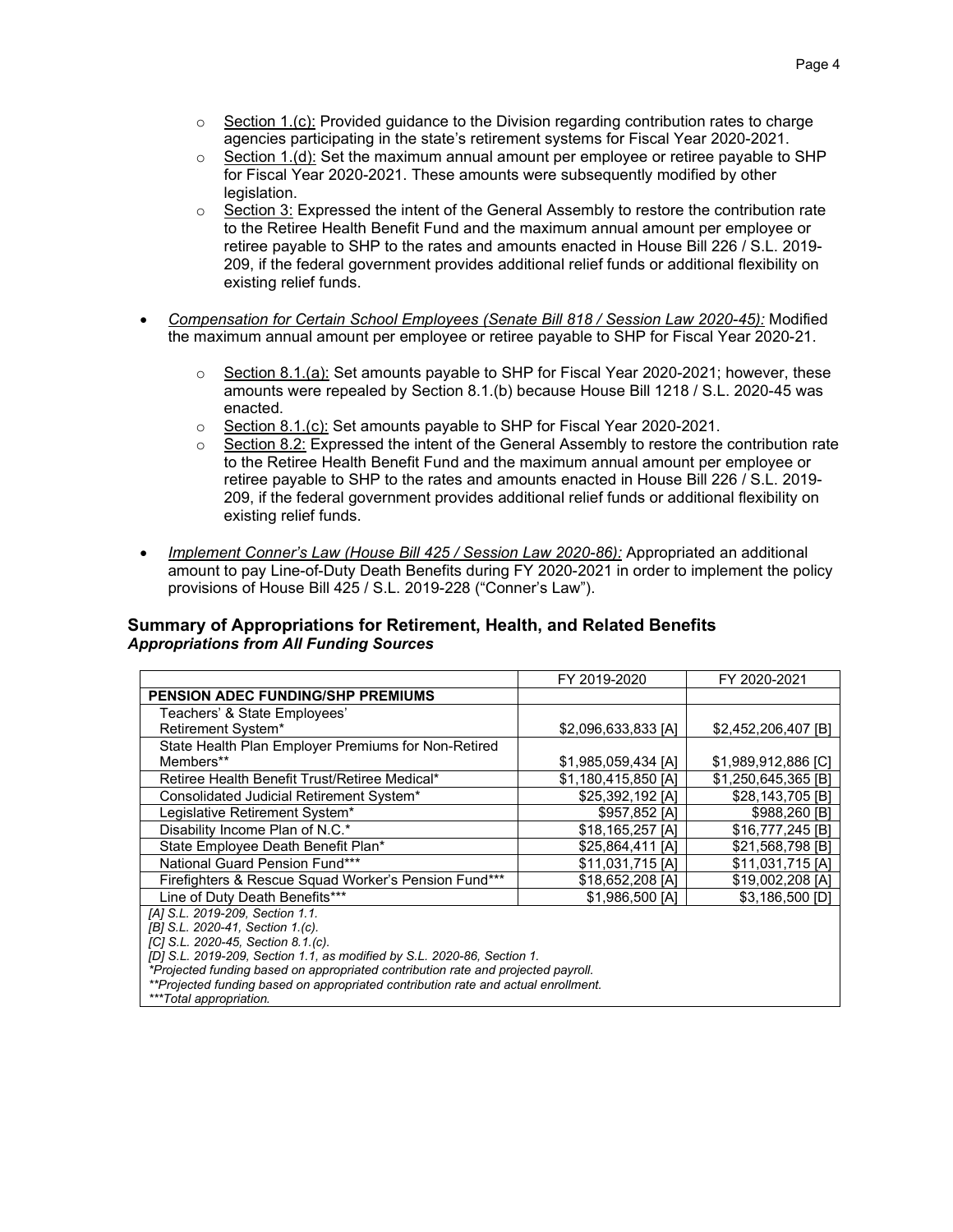- Section 1.(c): Provided guidance to the Division regarding contribution rates to charge agencies participating in the state's retirement systems for Fiscal Year 2020-2021.
  - Section 1.(d): Set the maximum annual amount per employee or retiree payable to SHP for Fiscal Year 2020-2021. These amounts were subsequently modified by other legislation.
  - Section 3: Expressed the intent of the General Assembly to restore the contribution rate to the Retiree Health Benefit Fund and the maximum annual amount per employee or retiree payable to SHP to the rates and amounts enacted in House Bill 226 / S.L. 2019-209, if the federal government provides additional relief funds or additional flexibility on existing relief funds.

- *Compensation for Certain School Employees (Senate Bill 818 / Session Law 2020-45):* Modified the maximum annual amount per employee or retiree payable to SHP for Fiscal Year 2020-21.

  - Section 8.1.(a): Set amounts payable to SHP for Fiscal Year 2020-2021; however, these amounts were repealed by Section 8.1.(b) because House Bill 1218 / S.L. 2020-45 was enacted.
  - Section 8.1.(c): Set amounts payable to SHP for Fiscal Year 2020-2021.
  - Section 8.2: Expressed the intent of the General Assembly to restore the contribution rate to the Retiree Health Benefit Fund and the maximum annual amount per employee or retiree payable to SHP to the rates and amounts enacted in House Bill 226 / S.L. 2019-209, if the federal government provides additional relief funds or additional flexibility on existing relief funds.

- *Implement Conner's Law (House Bill 425 / Session Law 2020-86):* Appropriated an additional amount to pay Line-of-Duty Death Benefits during FY 2020-2021 in order to implement the policy provisions of House Bill 425 / S.L. 2019-228 ("Conner's Law").

## Summary of Appropriations for Retirement, Health, and Related Benefits

***Appropriations from All Funding Sources***

| | FY 2019-2020 | FY 2020-2021 |
|---|---|---|
| **PENSION ADEC FUNDING/SHP PREMIUMS** | | |
| Teachers' & State Employees' Retirement System* | $2,096,633,833 [A] | $2,452,206,407 [B] |
| State Health Plan Employer Premiums for Non-Retired Members** | $1,985,059,434 [A] | $1,989,912,886 [C] |
| Retiree Health Benefit Trust/Retiree Medical* | $1,180,415,850 [A] | $1,250,645,365 [B] |
| Consolidated Judicial Retirement System* | $25,392,192 [A] | $28,143,705 [B] |
| Legislative Retirement System* | $957,852 [A] | $988,260 [B] |
| Disability Income Plan of N.C.* | $18,165,257 [A] | $16,777,245 [B] |
| State Employee Death Benefit Plan* | $25,864,411 [A] | $21,568,798 [B] |
| National Guard Pension Fund*** | $11,031,715 [A] | $11,031,715 [A] |
| Firefighters & Rescue Squad Worker's Pension Fund*** | $18,652,208 [A] | $19,002,208 [A] |
| Line of Duty Death Benefits*** | $1,986,500 [A] | $3,186,500 [D] |

*[A] S.L. 2019-209, Section 1.1.*
*[B] S.L. 2020-41, Section 1.(c).*
*[C] S.L. 2020-45, Section 8.1.(c).*
*[D] S.L. 2019-209, Section 1.1, as modified by S.L. 2020-86, Section 1.*
**Projected funding based on appropriated contribution rate and projected payroll.*
***Projected funding based on appropriated contribution rate and actual enrollment.*
****Total appropriation.*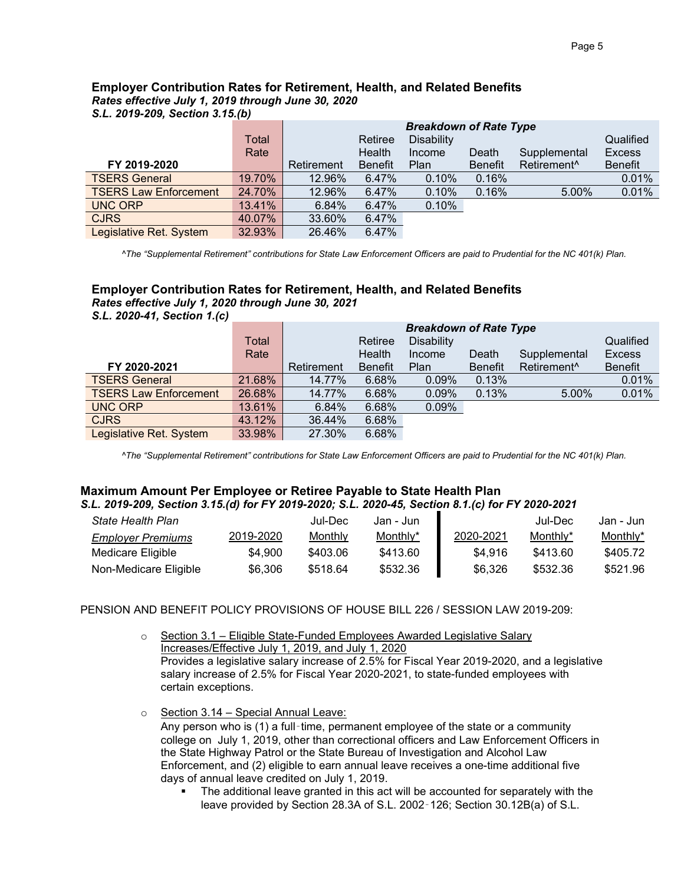### Employer Contribution Rates for Retirement, Health, and Related Benefits

***Rates effective July 1, 2019 through June 30, 2020***

***S.L. 2019-209, Section 3.15.(b)***

| | | ***Breakdown of Rate Type*** | | | | | |
|---|---|---|---|---|---|---|---|
| **FY 2019-2020** | Total Rate | Retirement | Retiree Health Benefit | Disability Income Plan | Death Benefit | Supplemental Retirement^ | Qualified Excess Benefit |
| TSERS General | 19.70% | 12.96% | 6.47% | 0.10% | 0.16% | | 0.01% |
| TSERS Law Enforcement | 24.70% | 12.96% | 6.47% | 0.10% | 0.16% | 5.00% | 0.01% |
| UNC ORP | 13.41% | 6.84% | 6.47% | 0.10% | | | |
| CJRS | 40.07% | 33.60% | 6.47% | | | | |
| Legislative Ret. System | 32.93% | 26.46% | 6.47% | | | | |

*^The "Supplemental Retirement" contributions for State Law Enforcement Officers are paid to Prudential for the NC 401(k) Plan.*

### Employer Contribution Rates for Retirement, Health, and Related Benefits

***Rates effective July 1, 2020 through June 30, 2021***

***S.L. 2020-41, Section 1.(c)***

| | | ***Breakdown of Rate Type*** | | | | | |
|---|---|---|---|---|---|---|---|
| **FY 2020-2021** | Total Rate | Retirement | Retiree Health Benefit | Disability Income Plan | Death Benefit | Supplemental Retirement^ | Qualified Excess Benefit |
| TSERS General | 21.68% | 14.77% | 6.68% | 0.09% | 0.13% | | 0.01% |
| TSERS Law Enforcement | 26.68% | 14.77% | 6.68% | 0.09% | 0.13% | 5.00% | 0.01% |
| UNC ORP | 13.61% | 6.84% | 6.68% | 0.09% | | | |
| CJRS | 43.12% | 36.44% | 6.68% | | | | |
| Legislative Ret. System | 33.98% | 27.30% | 6.68% | | | | |

*^The "Supplemental Retirement" contributions for State Law Enforcement Officers are paid to Prudential for the NC 401(k) Plan.*

### Maximum Amount Per Employee or Retiree Payable to State Health Plan

***S.L. 2019-209, Section 3.15.(d) for FY 2019-2020; S.L. 2020-45, Section 8.1.(c) for FY 2020-2021***

| *State Health Plan* | | Jul-Dec | Jan - Jun | | Jul-Dec | Jan - Jun |
|---|---|---|---|---|---|---|
| *Employer Premiums* | 2019-2020 | Monthly | Monthly* | 2020-2021 | Monthly* | Monthly* |
| Medicare Eligible | $4,900 | $403.06 | $413.60 | $4,916 | $413.60 | $405.72 |
| Non-Medicare Eligible | $6,306 | $518.64 | $532.36 | $6,326 | $532.36 | $521.96 |

PENSION AND BENEFIT POLICY PROVISIONS OF HOUSE BILL 226 / SESSION LAW 2019-209:

- Section 3.1 – Eligible State-Funded Employees Awarded Legislative Salary Increases/Effective July 1, 2019, and July 1, 2020
  Provides a legislative salary increase of 2.5% for Fiscal Year 2019-2020, and a legislative salary increase of 2.5% for Fiscal Year 2020-2021, to state-funded employees with certain exceptions.

- Section 3.14 – Special Annual Leave:
  Any person who is (1) a full-time, permanent employee of the state or a community college on July 1, 2019, other than correctional officers and Law Enforcement Officers in the State Highway Patrol or the State Bureau of Investigation and Alcohol Law Enforcement, and (2) eligible to earn annual leave receives a one-time additional five days of annual leave credited on July 1, 2019.
  - The additional leave granted in this act will be accounted for separately with the leave provided by Section 28.3A of S.L. 2002-126; Section 30.12B(a) of S.L.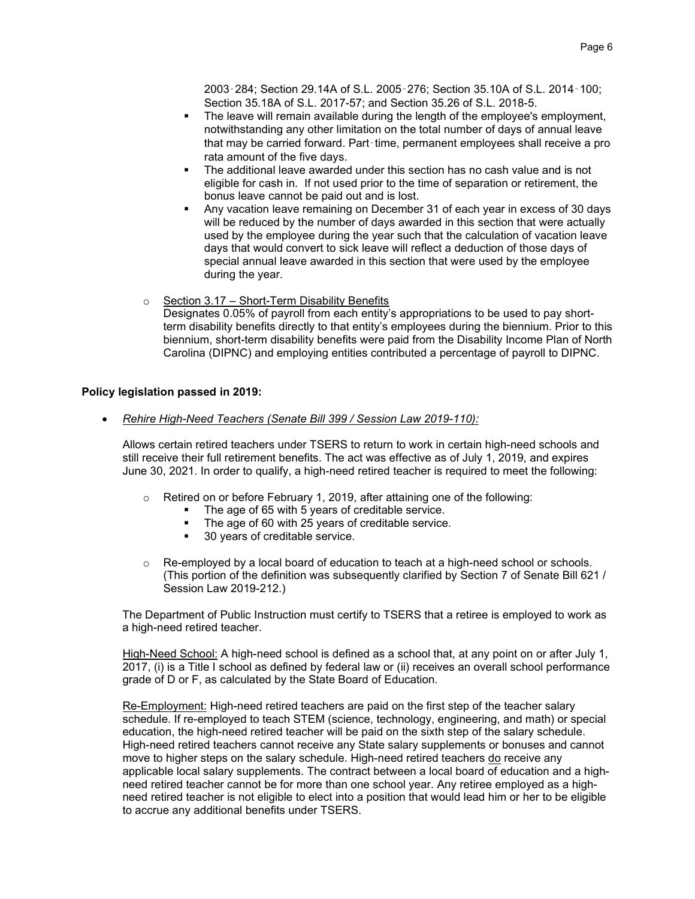2003‑284; Section 29.14A of S.L. 2005‑276; Section 35.10A of S.L. 2014‑100; Section 35.18A of S.L. 2017-57; and Section 35.26 of S.L. 2018-5.

- The leave will remain available during the length of the employee's employment, notwithstanding any other limitation on the total number of days of annual leave that may be carried forward. Part‑time, permanent employees shall receive a pro rata amount of the five days.
- The additional leave awarded under this section has no cash value and is not eligible for cash in. If not used prior to the time of separation or retirement, the bonus leave cannot be paid out and is lost.
- Any vacation leave remaining on December 31 of each year in excess of 30 days will be reduced by the number of days awarded in this section that were actually used by the employee during the year such that the calculation of vacation leave days that would convert to sick leave will reflect a deduction of those days of special annual leave awarded in this section that were used by the employee during the year.

- <u>Section 3.17 – Short-Term Disability Benefits</u>
  Designates 0.05% of payroll from each entity's appropriations to be used to pay short-term disability benefits directly to that entity's employees during the biennium. Prior to this biennium, short-term disability benefits were paid from the Disability Income Plan of North Carolina (DIPNC) and employing entities contributed a percentage of payroll to DIPNC.

**Policy legislation passed in 2019:**

- <u>*Rehire High-Need Teachers (Senate Bill 399 / Session Law 2019-110):*</u>

  Allows certain retired teachers under TSERS to return to work in certain high-need schools and still receive their full retirement benefits. The act was effective as of July 1, 2019, and expires June 30, 2021. In order to qualify, a high-need retired teacher is required to meet the following:

  - Retired on or before February 1, 2019, after attaining one of the following:
    - The age of 65 with 5 years of creditable service.
    - The age of 60 with 25 years of creditable service.
    - 30 years of creditable service.
  - Re-employed by a local board of education to teach at a high-need school or schools. (This portion of the definition was subsequently clarified by Section 7 of Senate Bill 621 / Session Law 2019-212.)

  The Department of Public Instruction must certify to TSERS that a retiree is employed to work as a high-need retired teacher.

  <u>High-Need School:</u> A high-need school is defined as a school that, at any point on or after July 1, 2017, (i) is a Title I school as defined by federal law or (ii) receives an overall school performance grade of D or F, as calculated by the State Board of Education.

  <u>Re-Employment:</u> High-need retired teachers are paid on the first step of the teacher salary schedule. If re-employed to teach STEM (science, technology, engineering, and math) or special education, the high-need retired teacher will be paid on the sixth step of the salary schedule. High-need retired teachers cannot receive any State salary supplements or bonuses and cannot move to higher steps on the salary schedule. High-need retired teachers <u>do</u> receive any applicable local salary supplements. The contract between a local board of education and a high-need retired teacher cannot be for more than one school year. Any retiree employed as a high-need retired teacher is not eligible to elect into a position that would lead him or her to be eligible to accrue any additional benefits under TSERS.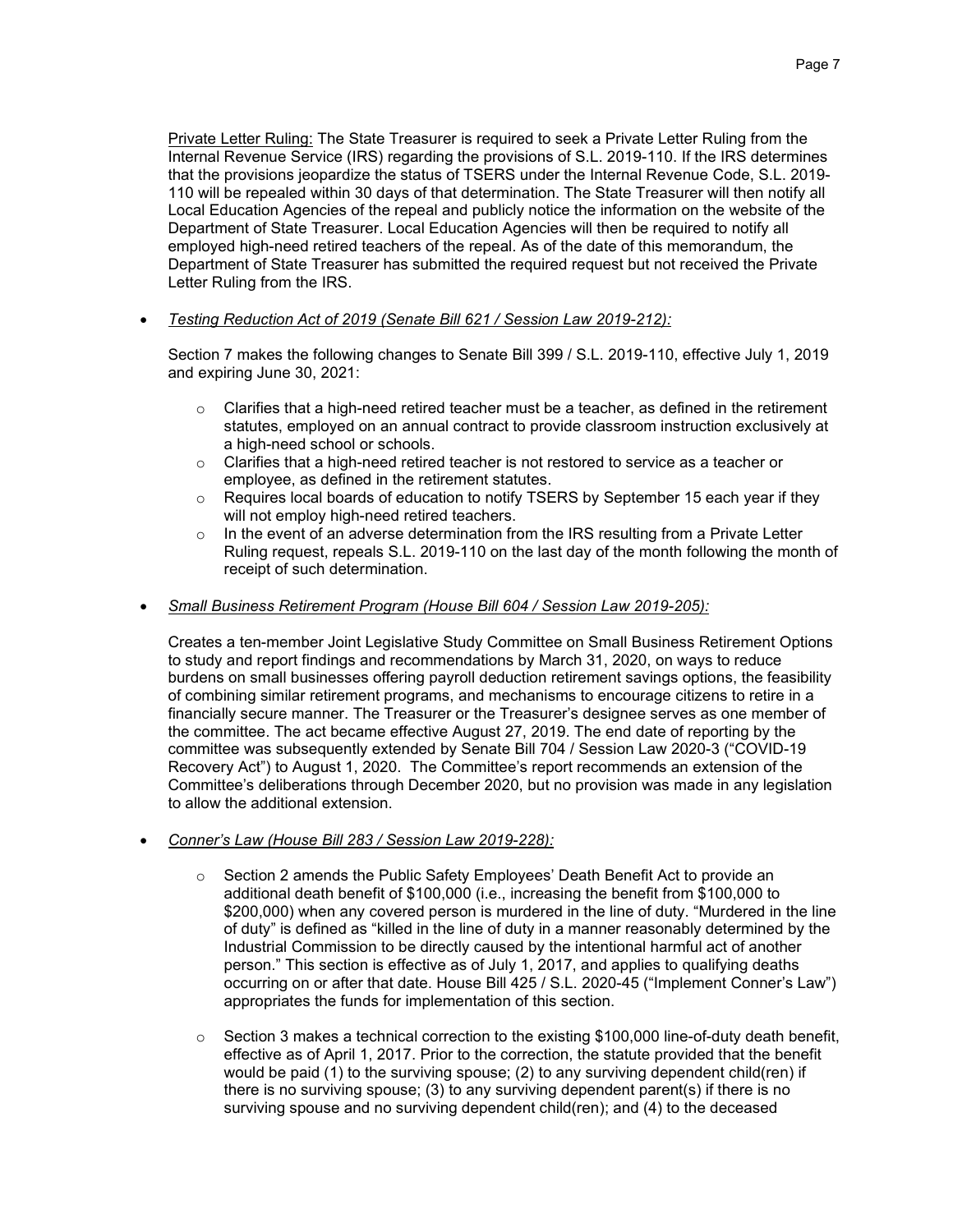<u>Private Letter Ruling:</u> The State Treasurer is required to seek a Private Letter Ruling from the Internal Revenue Service (IRS) regarding the provisions of S.L. 2019-110. If the IRS determines that the provisions jeopardize the status of TSERS under the Internal Revenue Code, S.L. 2019-110 will be repealed within 30 days of that determination. The State Treasurer will then notify all Local Education Agencies of the repeal and publicly notice the information on the website of the Department of State Treasurer. Local Education Agencies will then be required to notify all employed high-need retired teachers of the repeal. As of the date of this memorandum, the Department of State Treasurer has submitted the required request but not received the Private Letter Ruling from the IRS.

- *<u>Testing Reduction Act of 2019 (Senate Bill 621 / Session Law 2019-212):</u>*

  Section 7 makes the following changes to Senate Bill 399 / S.L. 2019-110, effective July 1, 2019 and expiring June 30, 2021:

  - Clarifies that a high-need retired teacher must be a teacher, as defined in the retirement statutes, employed on an annual contract to provide classroom instruction exclusively at a high-need school or schools.
  - Clarifies that a high-need retired teacher is not restored to service as a teacher or employee, as defined in the retirement statutes.
  - Requires local boards of education to notify TSERS by September 15 each year if they will not employ high-need retired teachers.
  - In the event of an adverse determination from the IRS resulting from a Private Letter Ruling request, repeals S.L. 2019-110 on the last day of the month following the month of receipt of such determination.

- *<u>Small Business Retirement Program (House Bill 604 / Session Law 2019-205):</u>*

  Creates a ten-member Joint Legislative Study Committee on Small Business Retirement Options to study and report findings and recommendations by March 31, 2020, on ways to reduce burdens on small businesses offering payroll deduction retirement savings options, the feasibility of combining similar retirement programs, and mechanisms to encourage citizens to retire in a financially secure manner. The Treasurer or the Treasurer's designee serves as one member of the committee. The act became effective August 27, 2019. The end date of reporting by the committee was subsequently extended by Senate Bill 704 / Session Law 2020-3 ("COVID-19 Recovery Act") to August 1, 2020. The Committee's report recommends an extension of the Committee's deliberations through December 2020, but no provision was made in any legislation to allow the additional extension.

- *<u>Conner's Law (House Bill 283 / Session Law 2019-228):</u>*

  - Section 2 amends the Public Safety Employees' Death Benefit Act to provide an additional death benefit of $100,000 (i.e., increasing the benefit from $100,000 to $200,000) when any covered person is murdered in the line of duty. "Murdered in the line of duty" is defined as "killed in the line of duty in a manner reasonably determined by the Industrial Commission to be directly caused by the intentional harmful act of another person." This section is effective as of July 1, 2017, and applies to qualifying deaths occurring on or after that date. House Bill 425 / S.L. 2020-45 ("Implement Conner's Law") appropriates the funds for implementation of this section.

  - Section 3 makes a technical correction to the existing $100,000 line-of-duty death benefit, effective as of April 1, 2017. Prior to the correction, the statute provided that the benefit would be paid (1) to the surviving spouse; (2) to any surviving dependent child(ren) if there is no surviving spouse; (3) to any surviving dependent parent(s) if there is no surviving spouse and no surviving dependent child(ren); and (4) to the deceased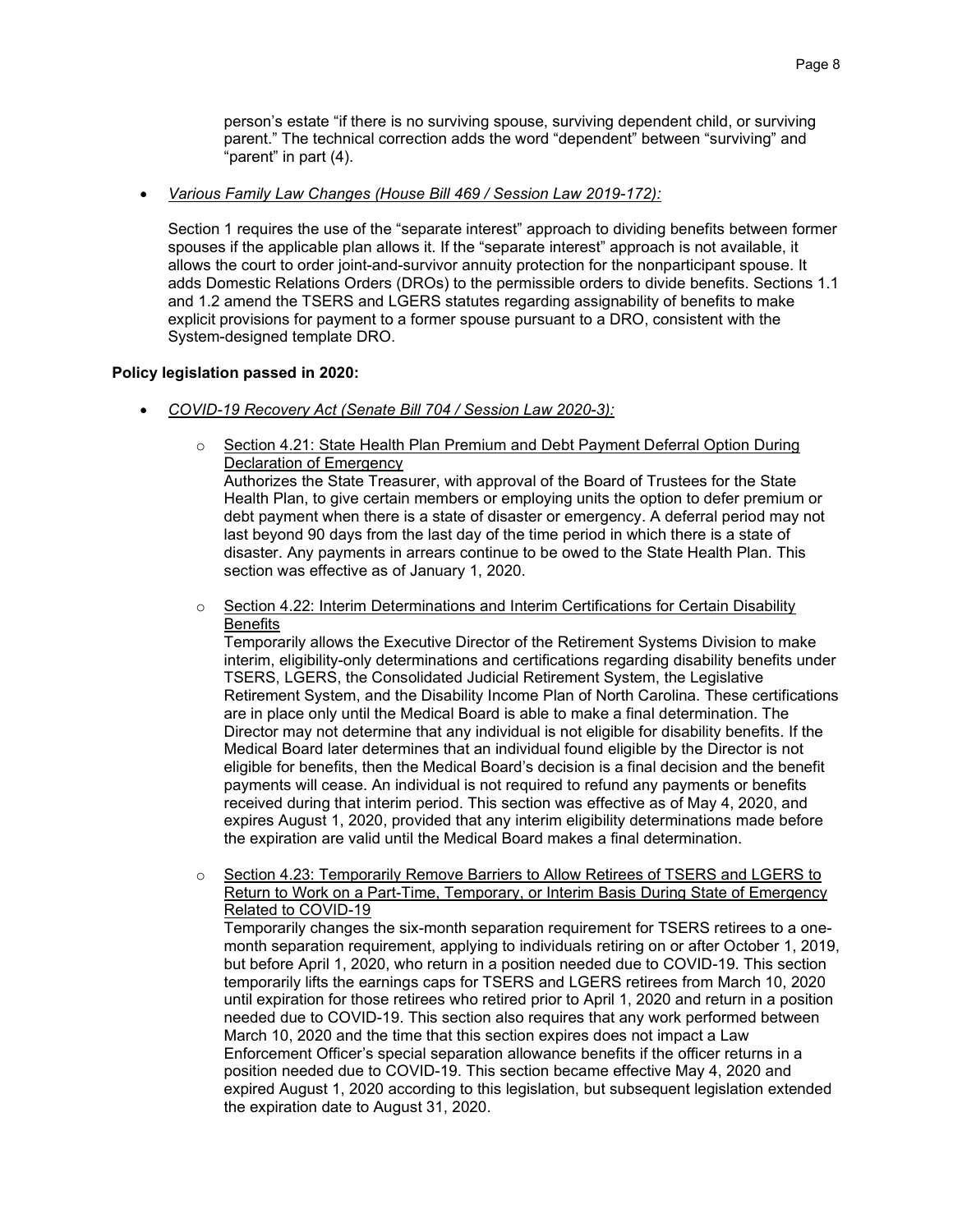person's estate "if there is no surviving spouse, surviving dependent child, or surviving parent." The technical correction adds the word "dependent" between "surviving" and "parent" in part (4).

- *Various Family Law Changes (House Bill 469 / Session Law 2019-172):*

  Section 1 requires the use of the "separate interest" approach to dividing benefits between former spouses if the applicable plan allows it. If the "separate interest" approach is not available, it allows the court to order joint-and-survivor annuity protection for the nonparticipant spouse. It adds Domestic Relations Orders (DROs) to the permissible orders to divide benefits. Sections 1.1 and 1.2 amend the TSERS and LGERS statutes regarding assignability of benefits to make explicit provisions for payment to a former spouse pursuant to a DRO, consistent with the System-designed template DRO.

**Policy legislation passed in 2020:**

- *COVID-19 Recovery Act (Senate Bill 704 / Session Law 2020-3):*

  - Section 4.21: State Health Plan Premium and Debt Payment Deferral Option During Declaration of Emergency
    Authorizes the State Treasurer, with approval of the Board of Trustees for the State Health Plan, to give certain members or employing units the option to defer premium or debt payment when there is a state of disaster or emergency. A deferral period may not last beyond 90 days from the last day of the time period in which there is a state of disaster. Any payments in arrears continue to be owed to the State Health Plan. This section was effective as of January 1, 2020.

  - Section 4.22: Interim Determinations and Interim Certifications for Certain Disability Benefits
    Temporarily allows the Executive Director of the Retirement Systems Division to make interim, eligibility-only determinations and certifications regarding disability benefits under TSERS, LGERS, the Consolidated Judicial Retirement System, the Legislative Retirement System, and the Disability Income Plan of North Carolina. These certifications are in place only until the Medical Board is able to make a final determination. The Director may not determine that any individual is not eligible for disability benefits. If the Medical Board later determines that an individual found eligible by the Director is not eligible for benefits, then the Medical Board's decision is a final decision and the benefit payments will cease. An individual is not required to refund any payments or benefits received during that interim period. This section was effective as of May 4, 2020, and expires August 1, 2020, provided that any interim eligibility determinations made before the expiration are valid until the Medical Board makes a final determination.

  - Section 4.23: Temporarily Remove Barriers to Allow Retirees of TSERS and LGERS to Return to Work on a Part-Time, Temporary, or Interim Basis During State of Emergency Related to COVID-19
    Temporarily changes the six-month separation requirement for TSERS retirees to a one-month separation requirement, applying to individuals retiring on or after October 1, 2019, but before April 1, 2020, who return in a position needed due to COVID-19. This section temporarily lifts the earnings caps for TSERS and LGERS retirees from March 10, 2020 until expiration for those retirees who retired prior to April 1, 2020 and return in a position needed due to COVID-19. This section also requires that any work performed between March 10, 2020 and the time that this section expires does not impact a Law Enforcement Officer's special separation allowance benefits if the officer returns in a position needed due to COVID-19. This section became effective May 4, 2020 and expired August 1, 2020 according to this legislation, but subsequent legislation extended the expiration date to August 31, 2020.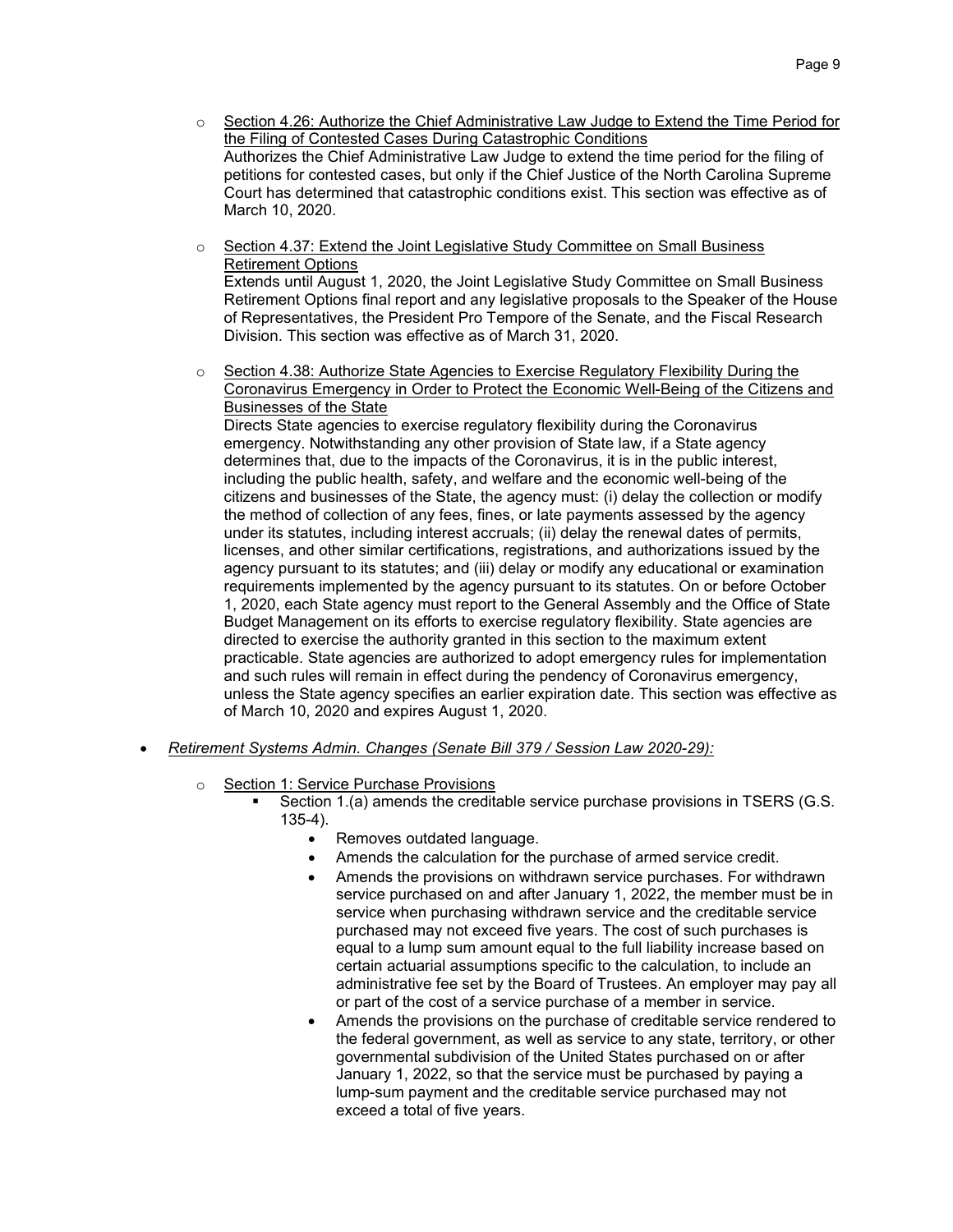- Section 4.26: Authorize the Chief Administrative Law Judge to Extend the Time Period for the Filing of Contested Cases During Catastrophic Conditions
  Authorizes the Chief Administrative Law Judge to extend the time period for the filing of petitions for contested cases, but only if the Chief Justice of the North Carolina Supreme Court has determined that catastrophic conditions exist. This section was effective as of March 10, 2020.

- Section 4.37: Extend the Joint Legislative Study Committee on Small Business Retirement Options
  Extends until August 1, 2020, the Joint Legislative Study Committee on Small Business Retirement Options final report and any legislative proposals to the Speaker of the House of Representatives, the President Pro Tempore of the Senate, and the Fiscal Research Division. This section was effective as of March 31, 2020.

- Section 4.38: Authorize State Agencies to Exercise Regulatory Flexibility During the Coronavirus Emergency in Order to Protect the Economic Well-Being of the Citizens and Businesses of the State
  Directs State agencies to exercise regulatory flexibility during the Coronavirus emergency. Notwithstanding any other provision of State law, if a State agency determines that, due to the impacts of the Coronavirus, it is in the public interest, including the public health, safety, and welfare and the economic well-being of the citizens and businesses of the State, the agency must: (i) delay the collection or modify the method of collection of any fees, fines, or late payments assessed by the agency under its statutes, including interest accruals; (ii) delay the renewal dates of permits, licenses, and other similar certifications, registrations, and authorizations issued by the agency pursuant to its statutes; and (iii) delay or modify any educational or examination requirements implemented by the agency pursuant to its statutes. On or before October 1, 2020, each State agency must report to the General Assembly and the Office of State Budget Management on its efforts to exercise regulatory flexibility. State agencies are directed to exercise the authority granted in this section to the maximum extent practicable. State agencies are authorized to adopt emergency rules for implementation and such rules will remain in effect during the pendency of Coronavirus emergency, unless the State agency specifies an earlier expiration date. This section was effective as of March 10, 2020 and expires August 1, 2020.

- *Retirement Systems Admin. Changes (Senate Bill 379 / Session Law 2020-29):*

  - Section 1: Service Purchase Provisions
    - Section 1.(a) amends the creditable service purchase provisions in TSERS (G.S. 135-4).
      - Removes outdated language.
      - Amends the calculation for the purchase of armed service credit.
      - Amends the provisions on withdrawn service purchases. For withdrawn service purchased on and after January 1, 2022, the member must be in service when purchasing withdrawn service and the creditable service purchased may not exceed five years. The cost of such purchases is equal to a lump sum amount equal to the full liability increase based on certain actuarial assumptions specific to the calculation, to include an administrative fee set by the Board of Trustees. An employer may pay all or part of the cost of a service purchase of a member in service.
      - Amends the provisions on the purchase of creditable service rendered to the federal government, as well as service to any state, territory, or other governmental subdivision of the United States purchased on or after January 1, 2022, so that the service must be purchased by paying a lump-sum payment and the creditable service purchased may not exceed a total of five years.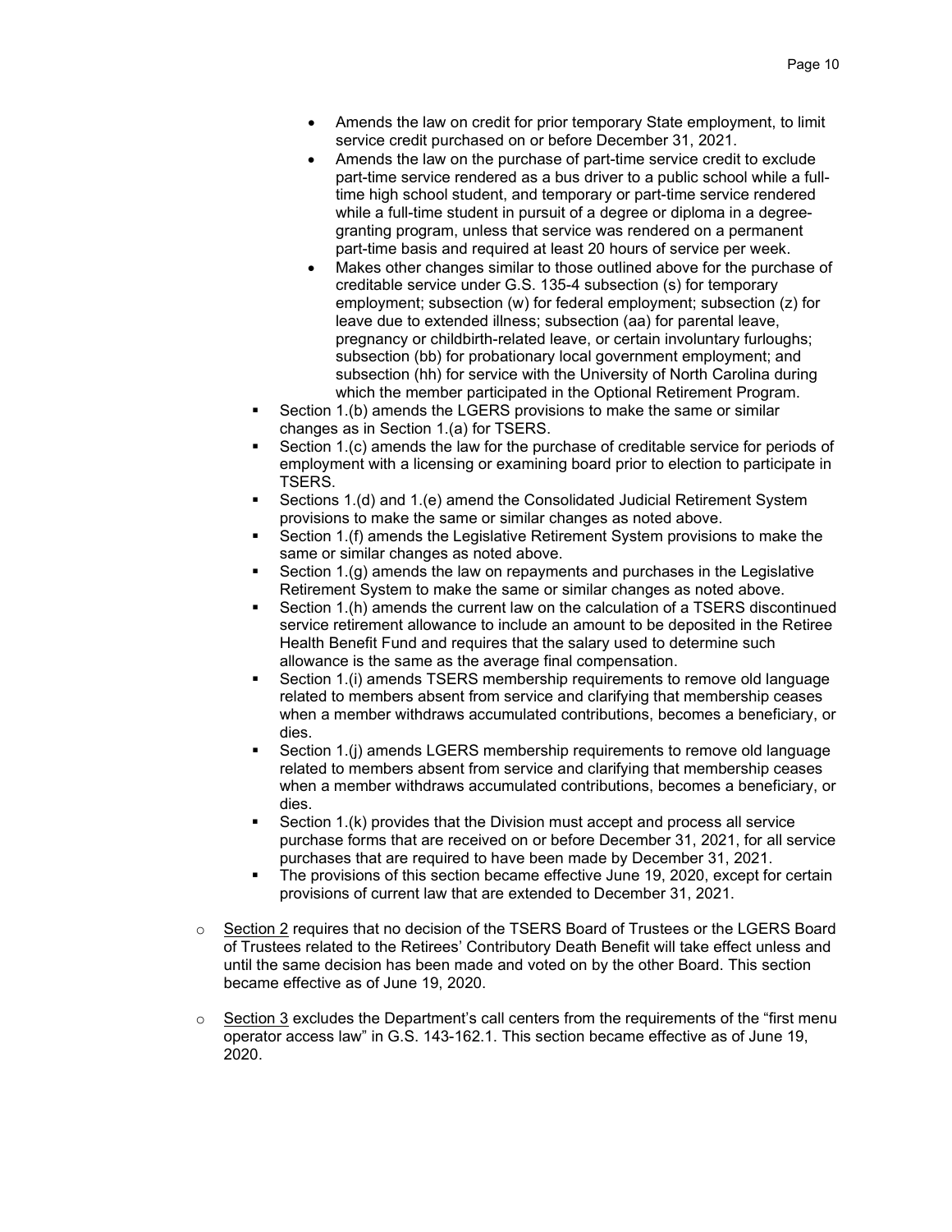- Amends the law on credit for prior temporary State employment, to limit service credit purchased on or before December 31, 2021.
    - Amends the law on the purchase of part-time service credit to exclude part-time service rendered as a bus driver to a public school while a full-time high school student, and temporary or part-time service rendered while a full-time student in pursuit of a degree or diploma in a degree-granting program, unless that service was rendered on a permanent part-time basis and required at least 20 hours of service per week.
    - Makes other changes similar to those outlined above for the purchase of creditable service under G.S. 135-4 subsection (s) for temporary employment; subsection (w) for federal employment; subsection (z) for leave due to extended illness; subsection (aa) for parental leave, pregnancy or childbirth-related leave, or certain involuntary furloughs; subsection (bb) for probationary local government employment; and subsection (hh) for service with the University of North Carolina during which the member participated in the Optional Retirement Program.
  - Section 1.(b) amends the LGERS provisions to make the same or similar changes as in Section 1.(a) for TSERS.
  - Section 1.(c) amends the law for the purchase of creditable service for periods of employment with a licensing or examining board prior to election to participate in TSERS.
  - Sections 1.(d) and 1.(e) amend the Consolidated Judicial Retirement System provisions to make the same or similar changes as noted above.
  - Section 1.(f) amends the Legislative Retirement System provisions to make the same or similar changes as noted above.
  - Section 1.(g) amends the law on repayments and purchases in the Legislative Retirement System to make the same or similar changes as noted above.
  - Section 1.(h) amends the current law on the calculation of a TSERS discontinued service retirement allowance to include an amount to be deposited in the Retiree Health Benefit Fund and requires that the salary used to determine such allowance is the same as the average final compensation.
  - Section 1.(i) amends TSERS membership requirements to remove old language related to members absent from service and clarifying that membership ceases when a member withdraws accumulated contributions, becomes a beneficiary, or dies.
  - Section 1.(j) amends LGERS membership requirements to remove old language related to members absent from service and clarifying that membership ceases when a member withdraws accumulated contributions, becomes a beneficiary, or dies.
  - Section 1.(k) provides that the Division must accept and process all service purchase forms that are received on or before December 31, 2021, for all service purchases that are required to have been made by December 31, 2021.
  - The provisions of this section became effective June 19, 2020, except for certain provisions of current law that are extended to December 31, 2021.

- <u>Section 2</u> requires that no decision of the TSERS Board of Trustees or the LGERS Board of Trustees related to the Retirees' Contributory Death Benefit will take effect unless and until the same decision has been made and voted on by the other Board. This section became effective as of June 19, 2020.

- <u>Section 3</u> excludes the Department's call centers from the requirements of the "first menu operator access law" in G.S. 143-162.1. This section became effective as of June 19, 2020.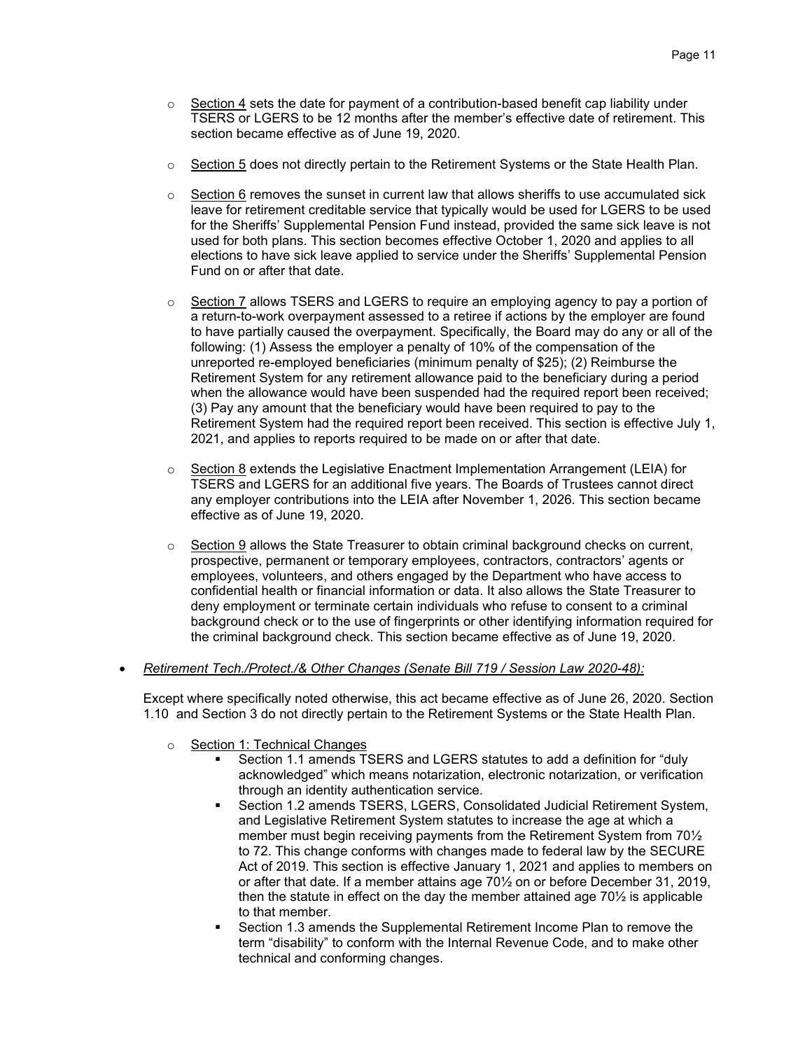- Section 4 sets the date for payment of a contribution-based benefit cap liability under TSERS or LGERS to be 12 months after the member's effective date of retirement. This section became effective as of June 19, 2020.

- Section 5 does not directly pertain to the Retirement Systems or the State Health Plan.

- Section 6 removes the sunset in current law that allows sheriffs to use accumulated sick leave for retirement creditable service that typically would be used for LGERS to be used for the Sheriffs' Supplemental Pension Fund instead, provided the same sick leave is not used for both plans. This section becomes effective October 1, 2020 and applies to all elections to have sick leave applied to service under the Sheriffs' Supplemental Pension Fund on or after that date.

- Section 7 allows TSERS and LGERS to require an employing agency to pay a portion of a return-to-work overpayment assessed to a retiree if actions by the employer are found to have partially caused the overpayment. Specifically, the Board may do any or all of the following: (1) Assess the employer a penalty of 10% of the compensation of the unreported re-employed beneficiaries (minimum penalty of $25); (2) Reimburse the Retirement System for any retirement allowance paid to the beneficiary during a period when the allowance would have been suspended had the required report been received; (3) Pay any amount that the beneficiary would have been required to pay to the Retirement System had the required report been received. This section is effective July 1, 2021, and applies to reports required to be made on or after that date.

- Section 8 extends the Legislative Enactment Implementation Arrangement (LEIA) for TSERS and LGERS for an additional five years. The Boards of Trustees cannot direct any employer contributions into the LEIA after November 1, 2026. This section became effective as of June 19, 2020.

- Section 9 allows the State Treasurer to obtain criminal background checks on current, prospective, permanent or temporary employees, contractors, contractors' agents or employees, volunteers, and others engaged by the Department who have access to confidential health or financial information or data. It also allows the State Treasurer to deny employment or terminate certain individuals who refuse to consent to a criminal background check or to the use of fingerprints or other identifying information required for the criminal background check. This section became effective as of June 19, 2020.

- *Retirement Tech./Protect./& Other Changes (Senate Bill 719 / Session Law 2020-48):*

  Except where specifically noted otherwise, this act became effective as of June 26, 2020. Section 1.10 and Section 3 do not directly pertain to the Retirement Systems or the State Health Plan.

  - Section 1: Technical Changes
    - Section 1.1 amends TSERS and LGERS statutes to add a definition for "duly acknowledged" which means notarization, electronic notarization, or verification through an identity authentication service.
    - Section 1.2 amends TSERS, LGERS, Consolidated Judicial Retirement System, and Legislative Retirement System statutes to increase the age at which a member must begin receiving payments from the Retirement System from 70½ to 72. This change conforms with changes made to federal law by the SECURE Act of 2019. This section is effective January 1, 2021 and applies to members on or after that date. If a member attains age 70½ on or before December 31, 2019, then the statute in effect on the day the member attained age 70½ is applicable to that member.
    - Section 1.3 amends the Supplemental Retirement Income Plan to remove the term "disability" to conform with the Internal Revenue Code, and to make other technical and conforming changes.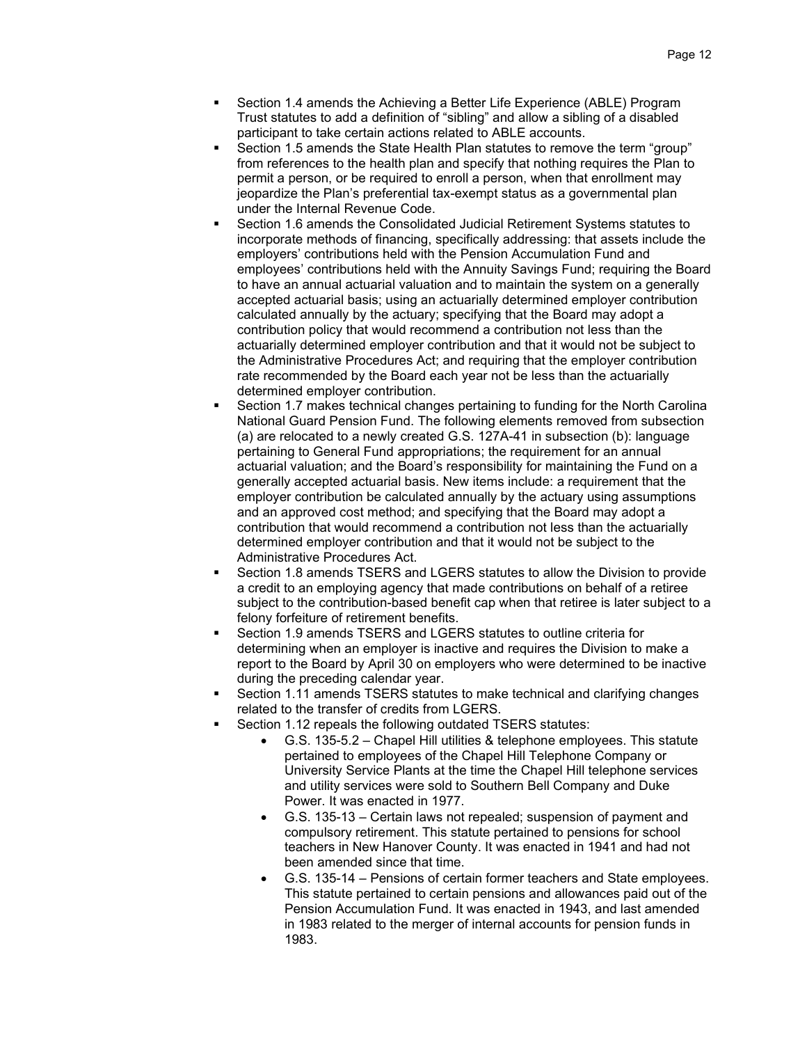- Section 1.4 amends the Achieving a Better Life Experience (ABLE) Program Trust statutes to add a definition of "sibling" and allow a sibling of a disabled participant to take certain actions related to ABLE accounts.
- Section 1.5 amends the State Health Plan statutes to remove the term "group" from references to the health plan and specify that nothing requires the Plan to permit a person, or be required to enroll a person, when that enrollment may jeopardize the Plan's preferential tax-exempt status as a governmental plan under the Internal Revenue Code.
- Section 1.6 amends the Consolidated Judicial Retirement Systems statutes to incorporate methods of financing, specifically addressing: that assets include the employers' contributions held with the Pension Accumulation Fund and employees' contributions held with the Annuity Savings Fund; requiring the Board to have an annual actuarial valuation and to maintain the system on a generally accepted actuarial basis; using an actuarially determined employer contribution calculated annually by the actuary; specifying that the Board may adopt a contribution policy that would recommend a contribution not less than the actuarially determined employer contribution and that it would not be subject to the Administrative Procedures Act; and requiring that the employer contribution rate recommended by the Board each year not be less than the actuarially determined employer contribution.
- Section 1.7 makes technical changes pertaining to funding for the North Carolina National Guard Pension Fund. The following elements removed from subsection (a) are relocated to a newly created G.S. 127A-41 in subsection (b): language pertaining to General Fund appropriations; the requirement for an annual actuarial valuation; and the Board's responsibility for maintaining the Fund on a generally accepted actuarial basis. New items include: a requirement that the employer contribution be calculated annually by the actuary using assumptions and an approved cost method; and specifying that the Board may adopt a contribution that would recommend a contribution not less than the actuarially determined employer contribution and that it would not be subject to the Administrative Procedures Act.
- Section 1.8 amends TSERS and LGERS statutes to allow the Division to provide a credit to an employing agency that made contributions on behalf of a retiree subject to the contribution-based benefit cap when that retiree is later subject to a felony forfeiture of retirement benefits.
- Section 1.9 amends TSERS and LGERS statutes to outline criteria for determining when an employer is inactive and requires the Division to make a report to the Board by April 30 on employers who were determined to be inactive during the preceding calendar year.
- Section 1.11 amends TSERS statutes to make technical and clarifying changes related to the transfer of credits from LGERS.
- Section 1.12 repeals the following outdated TSERS statutes:
  - G.S. 135-5.2 – Chapel Hill utilities & telephone employees. This statute pertained to employees of the Chapel Hill Telephone Company or University Service Plants at the time the Chapel Hill telephone services and utility services were sold to Southern Bell Company and Duke Power. It was enacted in 1977.
  - G.S. 135-13 – Certain laws not repealed; suspension of payment and compulsory retirement. This statute pertained to pensions for school teachers in New Hanover County. It was enacted in 1941 and had not been amended since that time.
  - G.S. 135-14 – Pensions of certain former teachers and State employees. This statute pertained to certain pensions and allowances paid out of the Pension Accumulation Fund. It was enacted in 1943, and last amended in 1983 related to the merger of internal accounts for pension funds in 1983.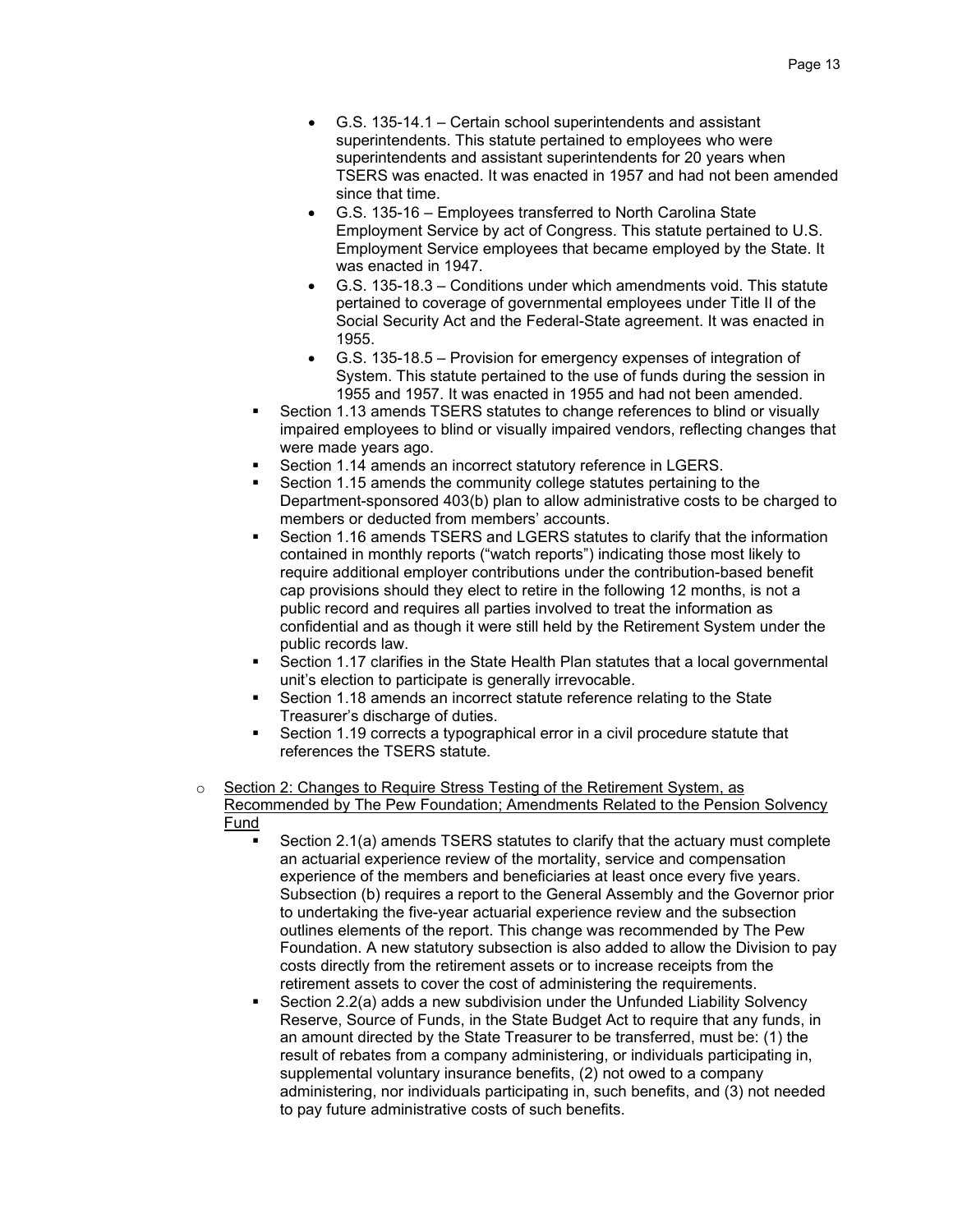- G.S. 135-14.1 – Certain school superintendents and assistant superintendents. This statute pertained to employees who were superintendents and assistant superintendents for 20 years when TSERS was enacted. It was enacted in 1957 and had not been amended since that time.
        - G.S. 135-16 – Employees transferred to North Carolina State Employment Service by act of Congress. This statute pertained to U.S. Employment Service employees that became employed by the State. It was enacted in 1947.
        - G.S. 135-18.3 – Conditions under which amendments void. This statute pertained to coverage of governmental employees under Title II of the Social Security Act and the Federal-State agreement. It was enacted in 1955.
        - G.S. 135-18.5 – Provision for emergency expenses of integration of System. This statute pertained to the use of funds during the session in 1955 and 1957. It was enacted in 1955 and had not been amended.
    - Section 1.13 amends TSERS statutes to change references to blind or visually impaired employees to blind or visually impaired vendors, reflecting changes that were made years ago.
    - Section 1.14 amends an incorrect statutory reference in LGERS.
    - Section 1.15 amends the community college statutes pertaining to the Department-sponsored 403(b) plan to allow administrative costs to be charged to members or deducted from members' accounts.
    - Section 1.16 amends TSERS and LGERS statutes to clarify that the information contained in monthly reports ("watch reports") indicating those most likely to require additional employer contributions under the contribution-based benefit cap provisions should they elect to retire in the following 12 months, is not a public record and requires all parties involved to treat the information as confidential and as though it were still held by the Retirement System under the public records law.
    - Section 1.17 clarifies in the State Health Plan statutes that a local governmental unit's election to participate is generally irrevocable.
    - Section 1.18 amends an incorrect statute reference relating to the State Treasurer's discharge of duties.
    - Section 1.19 corrects a typographical error in a civil procedure statute that references the TSERS statute.

- <u>Section 2: Changes to Require Stress Testing of the Retirement System, as Recommended by The Pew Foundation; Amendments Related to the Pension Solvency Fund</u>
    - Section 2.1(a) amends TSERS statutes to clarify that the actuary must complete an actuarial experience review of the mortality, service and compensation experience of the members and beneficiaries at least once every five years. Subsection (b) requires a report to the General Assembly and the Governor prior to undertaking the five-year actuarial experience review and the subsection outlines elements of the report. This change was recommended by The Pew Foundation. A new statutory subsection is also added to allow the Division to pay costs directly from the retirement assets or to increase receipts from the retirement assets to cover the cost of administering the requirements.
    - Section 2.2(a) adds a new subdivision under the Unfunded Liability Solvency Reserve, Source of Funds, in the State Budget Act to require that any funds, in an amount directed by the State Treasurer to be transferred, must be: (1) the result of rebates from a company administering, or individuals participating in, supplemental voluntary insurance benefits, (2) not owed to a company administering, nor individuals participating in, such benefits, and (3) not needed to pay future administrative costs of such benefits.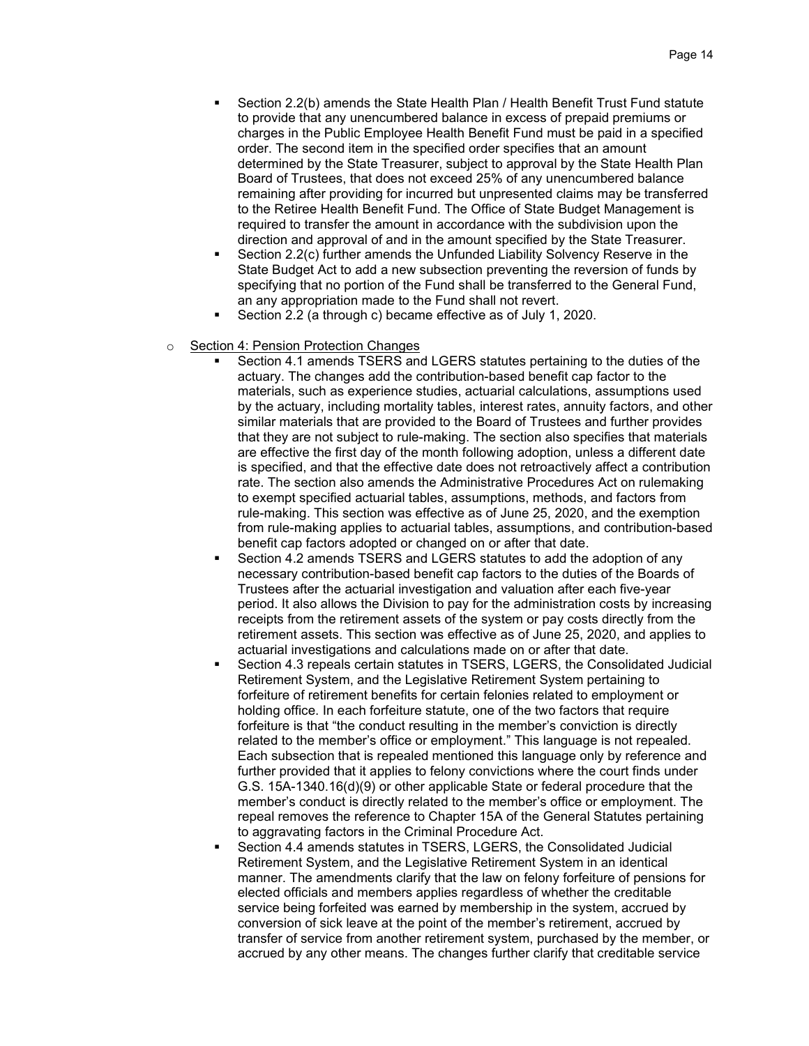- Section 2.2(b) amends the State Health Plan / Health Benefit Trust Fund statute to provide that any unencumbered balance in excess of prepaid premiums or charges in the Public Employee Health Benefit Fund must be paid in a specified order. The second item in the specified order specifies that an amount determined by the State Treasurer, subject to approval by the State Health Plan Board of Trustees, that does not exceed 25% of any unencumbered balance remaining after providing for incurred but unpresented claims may be transferred to the Retiree Health Benefit Fund. The Office of State Budget Management is required to transfer the amount in accordance with the subdivision upon the direction and approval of and in the amount specified by the State Treasurer.
- Section 2.2(c) further amends the Unfunded Liability Solvency Reserve in the State Budget Act to add a new subsection preventing the reversion of funds by specifying that no portion of the Fund shall be transferred to the General Fund, an any appropriation made to the Fund shall not revert.
- Section 2.2 (a through c) became effective as of July 1, 2020.

- Section 4: Pension Protection Changes
  - Section 4.1 amends TSERS and LGERS statutes pertaining to the duties of the actuary. The changes add the contribution-based benefit cap factor to the materials, such as experience studies, actuarial calculations, assumptions used by the actuary, including mortality tables, interest rates, annuity factors, and other similar materials that are provided to the Board of Trustees and further provides that they are not subject to rule-making. The section also specifies that materials are effective the first day of the month following adoption, unless a different date is specified, and that the effective date does not retroactively affect a contribution rate. The section also amends the Administrative Procedures Act on rulemaking to exempt specified actuarial tables, assumptions, methods, and factors from rule-making. This section was effective as of June 25, 2020, and the exemption from rule-making applies to actuarial tables, assumptions, and contribution-based benefit cap factors adopted or changed on or after that date.
  - Section 4.2 amends TSERS and LGERS statutes to add the adoption of any necessary contribution-based benefit cap factors to the duties of the Boards of Trustees after the actuarial investigation and valuation after each five-year period. It also allows the Division to pay for the administration costs by increasing receipts from the retirement assets of the system or pay costs directly from the retirement assets. This section was effective as of June 25, 2020, and applies to actuarial investigations and calculations made on or after that date.
  - Section 4.3 repeals certain statutes in TSERS, LGERS, the Consolidated Judicial Retirement System, and the Legislative Retirement System pertaining to forfeiture of retirement benefits for certain felonies related to employment or holding office. In each forfeiture statute, one of the two factors that require forfeiture is that "the conduct resulting in the member's conviction is directly related to the member's office or employment." This language is not repealed. Each subsection that is repealed mentioned this language only by reference and further provided that it applies to felony convictions where the court finds under G.S. 15A-1340.16(d)(9) or other applicable State or federal procedure that the member's conduct is directly related to the member's office or employment. The repeal removes the reference to Chapter 15A of the General Statutes pertaining to aggravating factors in the Criminal Procedure Act.
  - Section 4.4 amends statutes in TSERS, LGERS, the Consolidated Judicial Retirement System, and the Legislative Retirement System in an identical manner. The amendments clarify that the law on felony forfeiture of pensions for elected officials and members applies regardless of whether the creditable service being forfeited was earned by membership in the system, accrued by conversion of sick leave at the point of the member's retirement, accrued by transfer of service from another retirement system, purchased by the member, or accrued by any other means. The changes further clarify that creditable service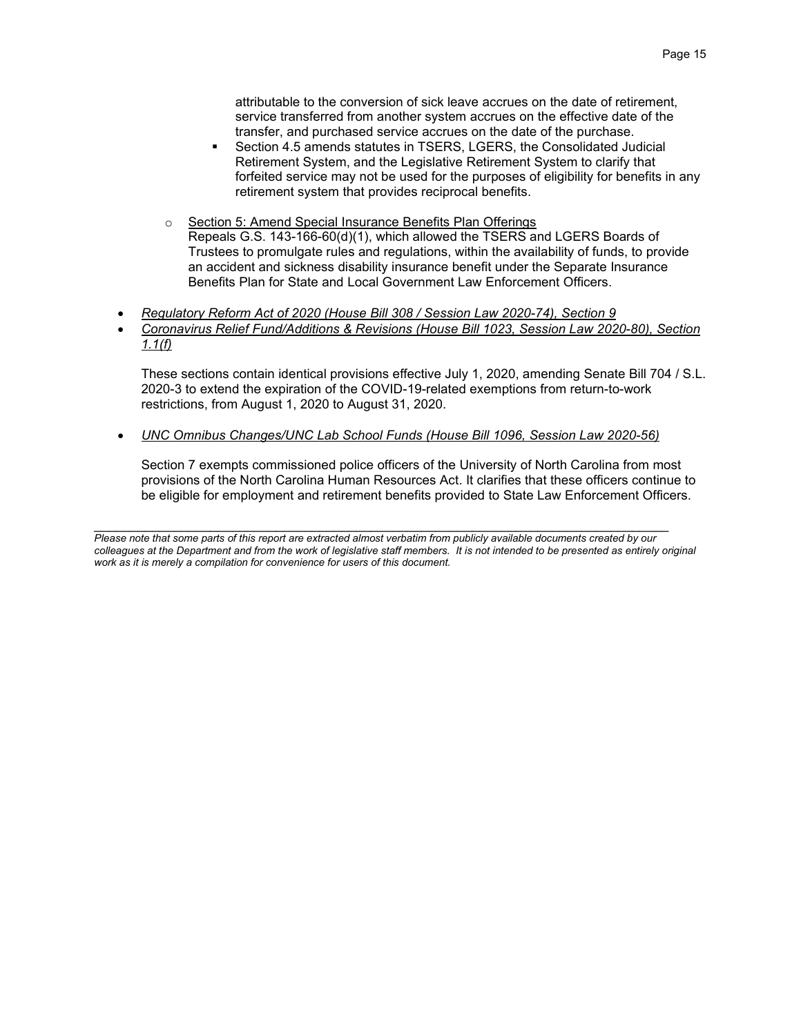attributable to the conversion of sick leave accrues on the date of retirement, service transferred from another system accrues on the effective date of the transfer, and purchased service accrues on the date of the purchase.

- Section 4.5 amends statutes in TSERS, LGERS, the Consolidated Judicial Retirement System, and the Legislative Retirement System to clarify that forfeited service may not be used for the purposes of eligibility for benefits in any retirement system that provides reciprocal benefits.

- Section 5: Amend Special Insurance Benefits Plan Offerings
  Repeals G.S. 143-166-60(d)(1), which allowed the TSERS and LGERS Boards of Trustees to promulgate rules and regulations, within the availability of funds, to provide an accident and sickness disability insurance benefit under the Separate Insurance Benefits Plan for State and Local Government Law Enforcement Officers.

- *Regulatory Reform Act of 2020 (House Bill 308 / Session Law 2020-74), Section 9*
- *Coronavirus Relief Fund/Additions & Revisions (House Bill 1023, Session Law 2020-80), Section 1.1(f)*

  These sections contain identical provisions effective July 1, 2020, amending Senate Bill 704 / S.L. 2020-3 to extend the expiration of the COVID-19-related exemptions from return-to-work restrictions, from August 1, 2020 to August 31, 2020.

- *UNC Omnibus Changes/UNC Lab School Funds (House Bill 1096, Session Law 2020-56)*

  Section 7 exempts commissioned police officers of the University of North Carolina from most provisions of the North Carolina Human Resources Act. It clarifies that these officers continue to be eligible for employment and retirement benefits provided to State Law Enforcement Officers.

---

*Please note that some parts of this report are extracted almost verbatim from publicly available documents created by our colleagues at the Department and from the work of legislative staff members. It is not intended to be presented as entirely original work as it is merely a compilation for convenience for users of this document.*